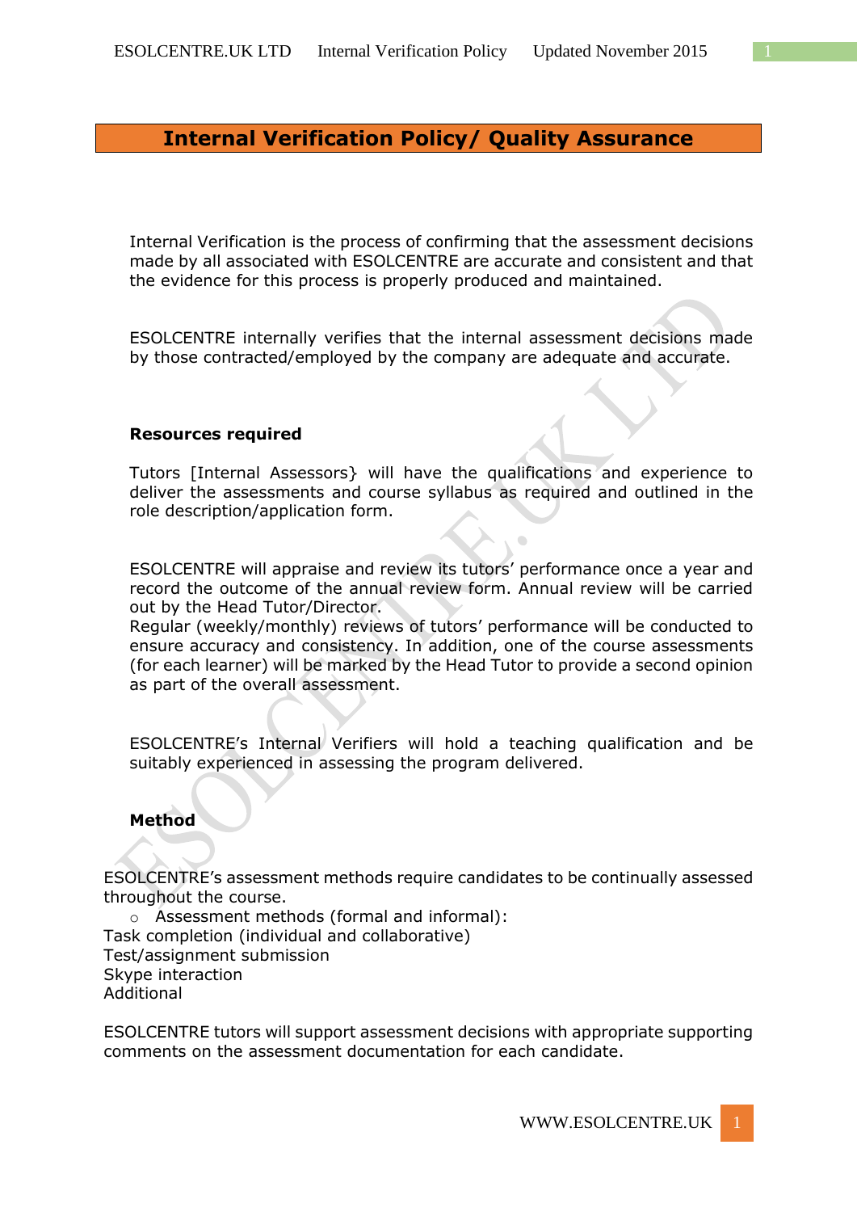# Internal Verification Policy/ Quality Assurance

Internal Verification is the process of confirming that the assessment decisions made by all associated with ESOLCENTRE are accurate and consistent and that the evidence for this process is properly produced and maintained.

ESOLCENTRE internally verifies that the internal assessment decisions made by those contracted/employed by the company are adequate and accurate.

**Resources required**

Tutors [Internal Assessors} will have the qualifications and experience to deliver the assessments and course syllabus as required and outlined in the role description/application form.

ESOLCENTRE will appraise and review its tutors' performance once a year and record the outcome of the annual review form. Annual review will be carried out by the Head Tutor/Director.
Regular (weekly/monthly) reviews of tutors' performance will be conducted to ensure accuracy and consistency. In addition, one of the course assessments (for each learner) will be marked by the Head Tutor to provide a second opinion as part of the overall assessment.

ESOLCENTRE's Internal Verifiers will hold a teaching qualification and be suitably experienced in assessing the program delivered.

**Method**

ESOLCENTRE's assessment methods require candidates to be continually assessed throughout the course.

- Assessment methods (formal and informal):

Task completion (individual and collaborative)
Test/assignment submission
Skype interaction
Additional

ESOLCENTRE tutors will support assessment decisions with appropriate supporting comments on the assessment documentation for each candidate.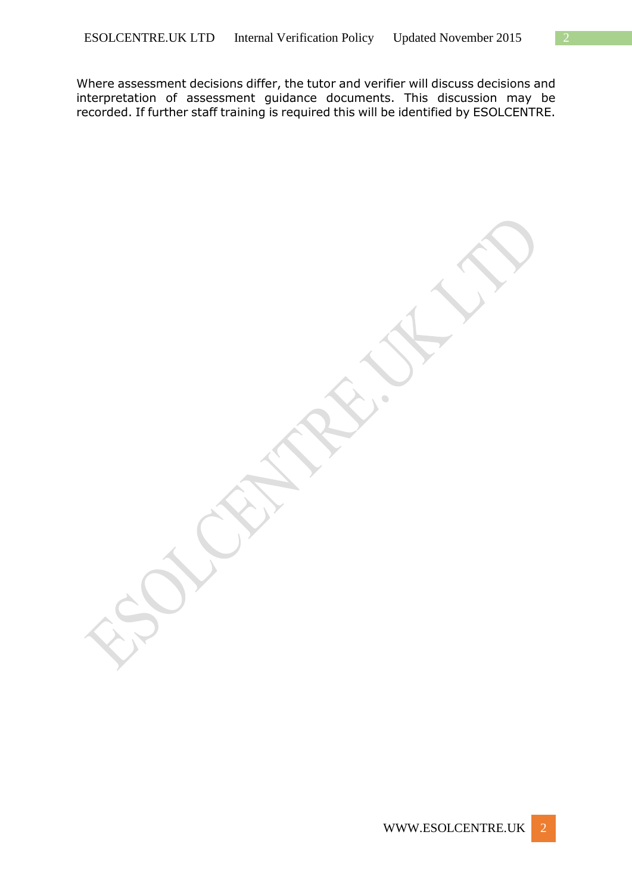Where assessment decisions differ, the tutor and verifier will discuss decisions and interpretation of assessment guidance documents. This discussion may be recorded. If further staff training is required this will be identified by ESOLCENTRE.